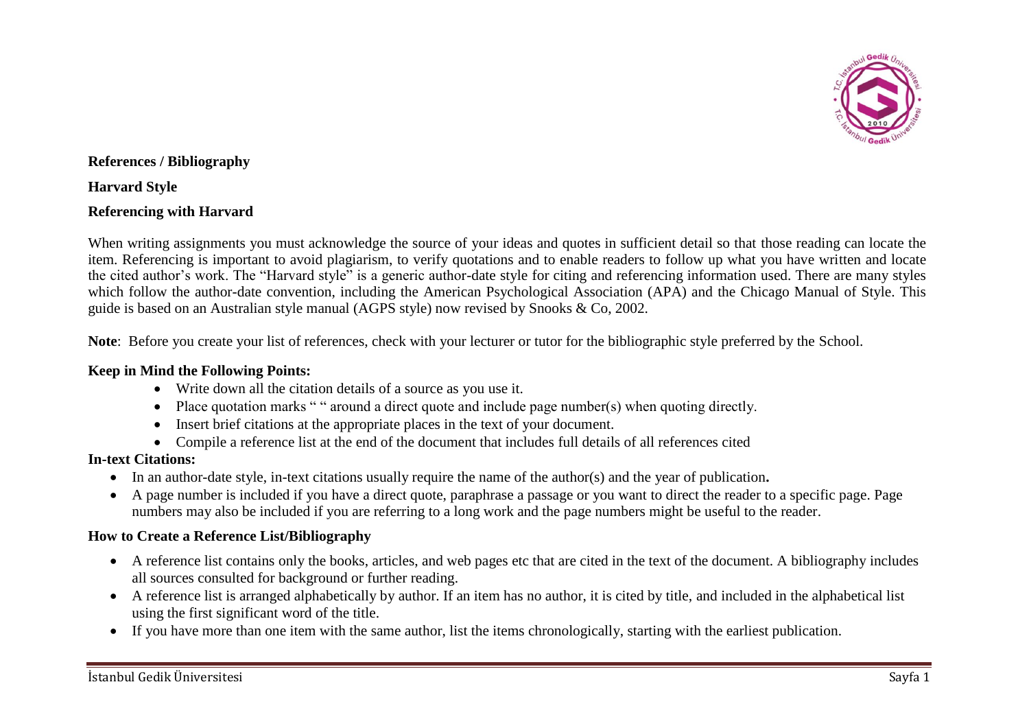**References / Bibliography**

**Harvard Style**

**Referencing with Harvard**

When writing assignments you must acknowledge the source of your ideas and quotes in sufficient detail so that those reading can locate the item. Referencing is important to avoid plagiarism, to verify quotations and to enable readers to follow up what you have written and locate the cited author's work. The "Harvard style" is a generic author-date style for citing and referencing information used. There are many styles which follow the author-date convention, including the American Psychological Association (APA) and the Chicago Manual of Style. This guide is based on an Australian style manual (AGPS style) now revised by Snooks & Co, 2002.

**Note**: Before you create your list of references, check with your lecturer or tutor for the bibliographic style preferred by the School.

**Keep in Mind the Following Points:**

- Write down all the citation details of a source as you use it.
- Place quotation marks " " around a direct quote and include page number(s) when quoting directly.
- Insert brief citations at the appropriate places in the text of your document.
- Compile a reference list at the end of the document that includes full details of all references cited

**In-text Citations:**

- In an author-date style, in-text citations usually require the name of the author(s) and the year of publication**.**
- A page number is included if you have a direct quote, paraphrase a passage or you want to direct the reader to a specific page. Page numbers may also be included if you are referring to a long work and the page numbers might be useful to the reader.

**How to Create a Reference List/Bibliography**

- A reference list contains only the books, articles, and web pages etc that are cited in the text of the document. A bibliography includes all sources consulted for background or further reading.
- A reference list is arranged alphabetically by author. If an item has no author, it is cited by title, and included in the alphabetical list using the first significant word of the title.
- If you have more than one item with the same author, list the items chronologically, starting with the earliest publication.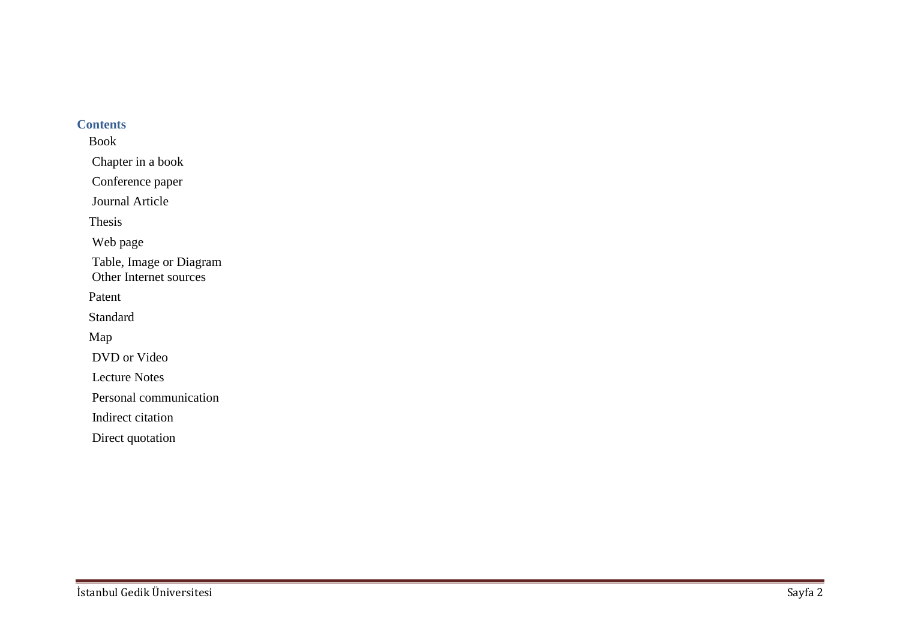## Contents

- Book
- Chapter in a book
- Conference paper
- Journal Article
- Thesis
- Web page
- Table, Image or Diagram
- Other Internet sources
- Patent
- Standard
- Map
- DVD or Video
- Lecture Notes
- Personal communication
- Indirect citation
- Direct quotation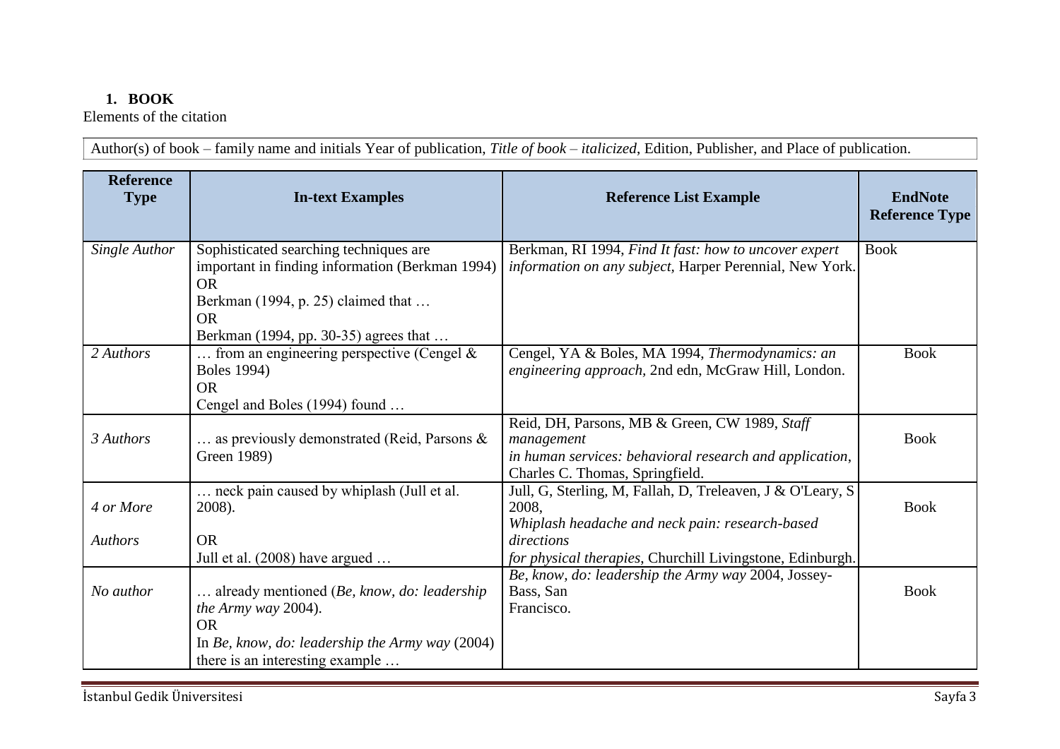## 1. BOOK

Elements of the citation

| Author(s) of book – family name and initials Year of publication, *Title of book – italicized*, Edition, Publisher, and Place of publication. |
|---|

| Reference Type | In-text Examples | Reference List Example | EndNote Reference Type |
|---|---|---|---|
| *Single Author* | Sophisticated searching techniques are important in finding information (Berkman 1994)<br>OR<br>Berkman (1994, p. 25) claimed that …<br>OR<br>Berkman (1994, pp. 30-35) agrees that … | Berkman, RI 1994, *Find It fast: how to uncover expert information on any subject*, Harper Perennial, New York. | Book |
| *2 Authors* | … from an engineering perspective (Cengel & Boles 1994)<br>OR<br>Cengel and Boles (1994) found … | Cengel, YA & Boles, MA 1994, *Thermodynamics: an engineering approach*, 2nd edn, McGraw Hill, London. | Book |
| *3 Authors* | … as previously demonstrated (Reid, Parsons & Green 1989) | Reid, DH, Parsons, MB & Green, CW 1989, *Staff management in human services: behavioral research and application*, Charles C. Thomas, Springfield. | Book |
| *4 or More Authors* | … neck pain caused by whiplash (Jull et al. 2008).<br>OR<br>Jull et al. (2008) have argued … | Jull, G, Sterling, M, Fallah, D, Treleaven, J & O'Leary, S 2008, *Whiplash headache and neck pain: research-based directions for physical therapies*, Churchill Livingstone, Edinburgh. | Book |
| *No author* | … already mentioned (*Be, know, do: leadership the Army way* 2004).<br>OR<br>In *Be, know, do: leadership the Army way* (2004) there is an interesting example … | *Be, know, do: leadership the Army way* 2004, Jossey-Bass, San Francisco. | Book |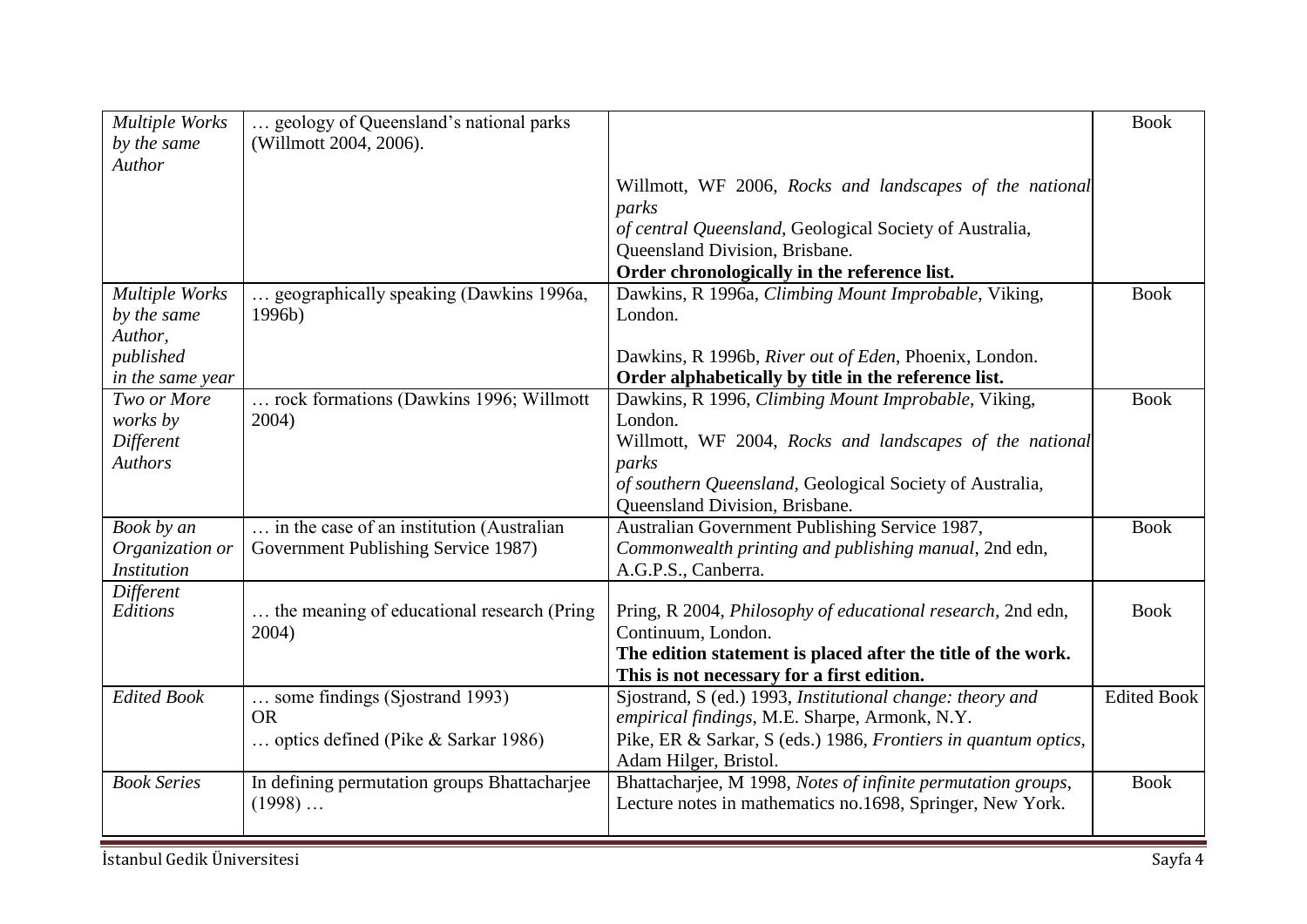| *Multiple Works by the same Author* | … geology of Queensland's national parks (Willmott 2004, 2006). | Willmott, WF 2006, *Rocks and landscapes of the national parks of central Queensland*, Geological Society of Australia, Queensland Division, Brisbane. **Order chronologically in the reference list.** | Book |
|---|---|---|---|
| *Multiple Works by the same Author, published in the same year* | … geographically speaking (Dawkins 1996a, 1996b) | Dawkins, R 1996a, *Climbing Mount Improbable*, Viking, London. Dawkins, R 1996b, *River out of Eden*, Phoenix, London. **Order alphabetically by title in the reference list.** | Book |
| *Two or More works by Different Authors* | … rock formations (Dawkins 1996; Willmott 2004) | Dawkins, R 1996, *Climbing Mount Improbable*, Viking, London. Willmott, WF 2004, *Rocks and landscapes of the national parks of southern Queensland*, Geological Society of Australia, Queensland Division, Brisbane. | Book |
| *Book by an Organization or Institution* | … in the case of an institution (Australian Government Publishing Service 1987) | Australian Government Publishing Service 1987, *Commonwealth printing and publishing manual*, 2nd edn, A.G.P.S., Canberra. | Book |
| *Different Editions* | … the meaning of educational research (Pring 2004) | Pring, R 2004, *Philosophy of educational research*, 2nd edn, Continuum, London. **The edition statement is placed after the title of the work. This is not necessary for a first edition.** | Book |
| *Edited Book* | … some findings (Sjostrand 1993) OR … optics defined (Pike & Sarkar 1986) | Sjostrand, S (ed.) 1993, *Institutional change: theory and empirical findings*, M.E. Sharpe, Armonk, N.Y. Pike, ER & Sarkar, S (eds.) 1986, *Frontiers in quantum optics*, Adam Hilger, Bristol. | Edited Book |
| *Book Series* | In defining permutation groups Bhattacharjee (1998) … | Bhattacharjee, M 1998, *Notes of infinite permutation groups*, Lecture notes in mathematics no.1698, Springer, New York. | Book |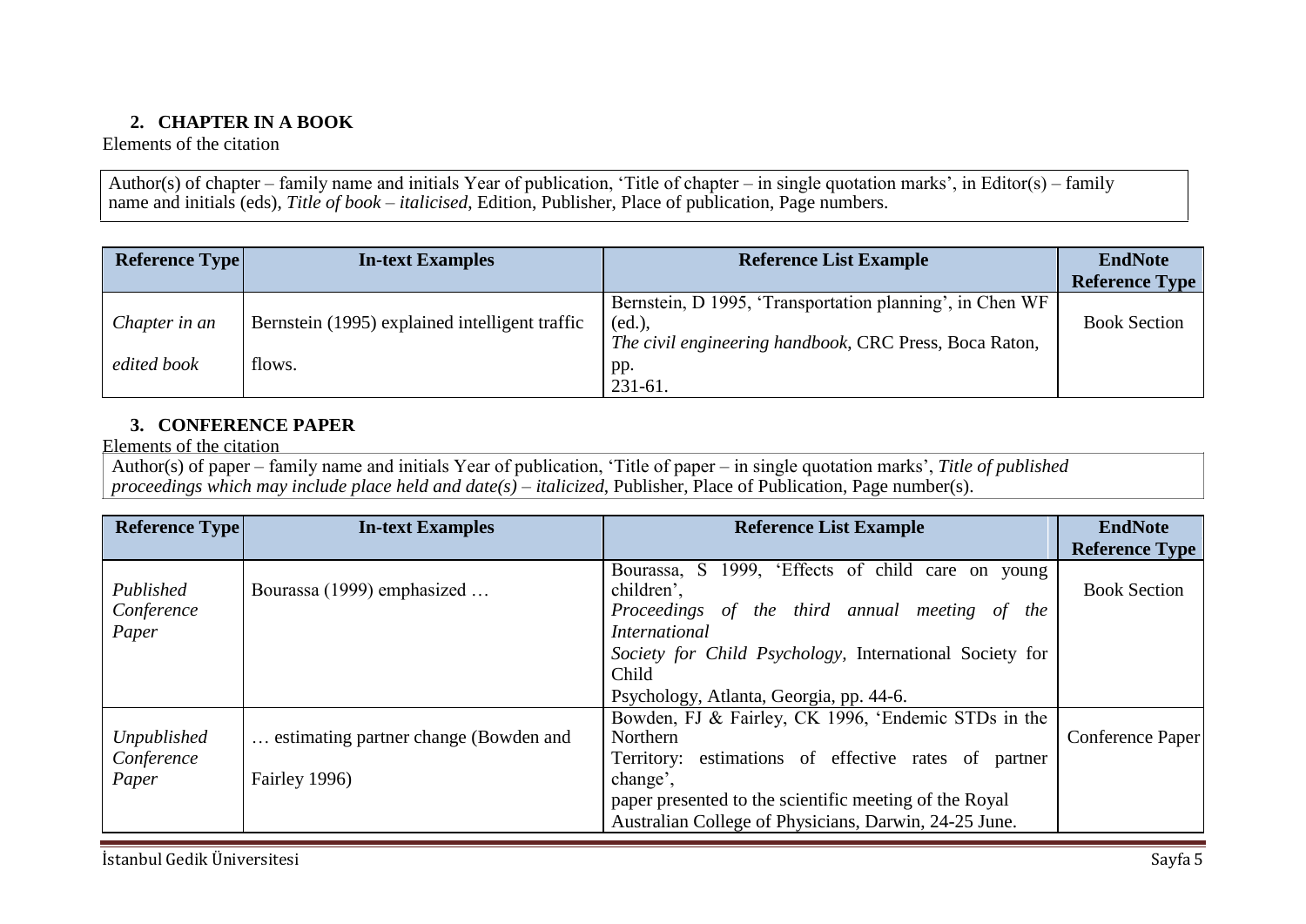## 2. CHAPTER IN A BOOK

Elements of the citation

Author(s) of chapter – family name and initials Year of publication, 'Title of chapter – in single quotation marks', in Editor(s) – family name and initials (eds), *Title of book – italicised*, Edition, Publisher, Place of publication, Page numbers.

| Reference Type | In-text Examples | Reference List Example | EndNote Reference Type |
|---|---|---|---|
| *Chapter in an edited book* | Bernstein (1995) explained intelligent traffic flows. | Bernstein, D 1995, 'Transportation planning', in Chen WF (ed.), *The civil engineering handbook*, CRC Press, Boca Raton, pp. 231-61. | Book Section |

## 3. CONFERENCE PAPER

Elements of the citation

Author(s) of paper – family name and initials Year of publication, 'Title of paper – in single quotation marks', *Title of published proceedings which may include place held and date(s) – italicized*, Publisher, Place of Publication, Page number(s).

| Reference Type | In-text Examples | Reference List Example | EndNote Reference Type |
|---|---|---|---|
| *Published Conference Paper* | Bourassa (1999) emphasized … | Bourassa, S 1999, 'Effects of child care on young children', *Proceedings of the third annual meeting of the International Society for Child Psychology*, International Society for Child Psychology, Atlanta, Georgia, pp. 44-6. | Book Section |
| *Unpublished Conference Paper* | … estimating partner change (Bowden and Fairley 1996) | Bowden, FJ & Fairley, CK 1996, 'Endemic STDs in the Northern Territory: estimations of effective rates of partner change', paper presented to the scientific meeting of the Royal Australian College of Physicians, Darwin, 24-25 June. | Conference Paper |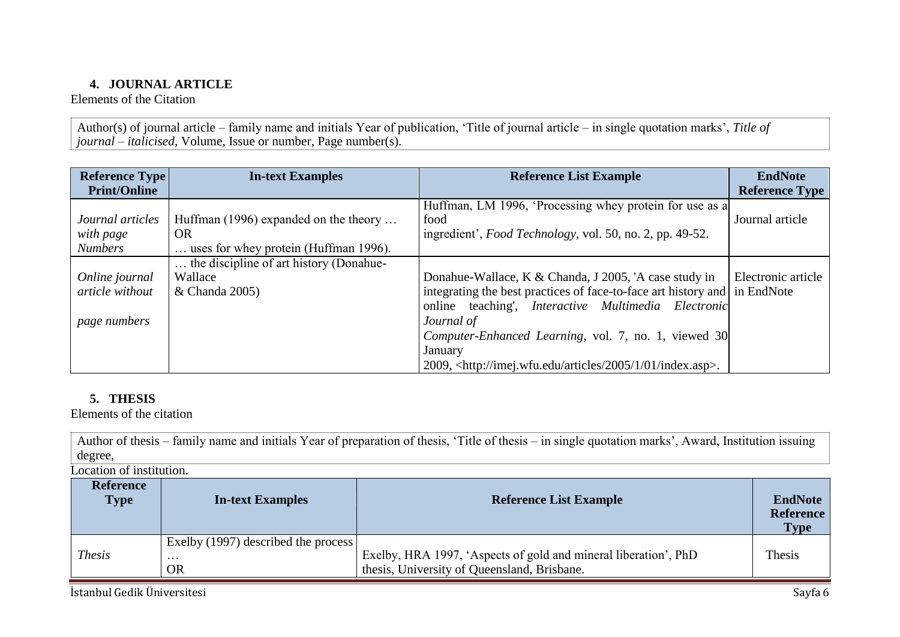## 4. JOURNAL ARTICLE

Elements of the Citation

| Author(s) of journal article – family name and initials Year of publication, 'Title of journal article – in single quotation marks', *Title of journal – italicised*, Volume, Issue or number, Page number(s). |
|---|

| Reference Type Print/Online | In-text Examples | Reference List Example | EndNote Reference Type |
|---|---|---|---|
| *Journal articles with page Numbers* | Huffman (1996) expanded on the theory … OR … uses for whey protein (Huffman 1996). | Huffman, LM 1996, 'Processing whey protein for use as a food ingredient', *Food Technology*, vol. 50, no. 2, pp. 49-52. | Journal article |
| *Online journal article without page numbers* | … the discipline of art history (Donahue-Wallace & Chanda 2005) | Donahue-Wallace, K & Chanda, J 2005, 'A case study in integrating the best practices of face-to-face art history and online teaching', *Interactive Multimedia Electronic Journal of Computer-Enhanced Learning*, vol. 7, no. 1, viewed 30 January 2009, <http://imej.wfu.edu/articles/2005/1/01/index.asp>. | Electronic article in EndNote |

## 5. THESIS

Elements of the citation

| Author of thesis – family name and initials Year of preparation of thesis, 'Title of thesis – in single quotation marks', Award, Institution issuing degree, Location of institution. |
|---|

| Reference Type | In-text Examples | Reference List Example | EndNote Reference Type |
|---|---|---|---|
| *Thesis* | Exelby (1997) described the process … OR | Exelby, HRA 1997, 'Aspects of gold and mineral liberation', PhD thesis, University of Queensland, Brisbane. | Thesis |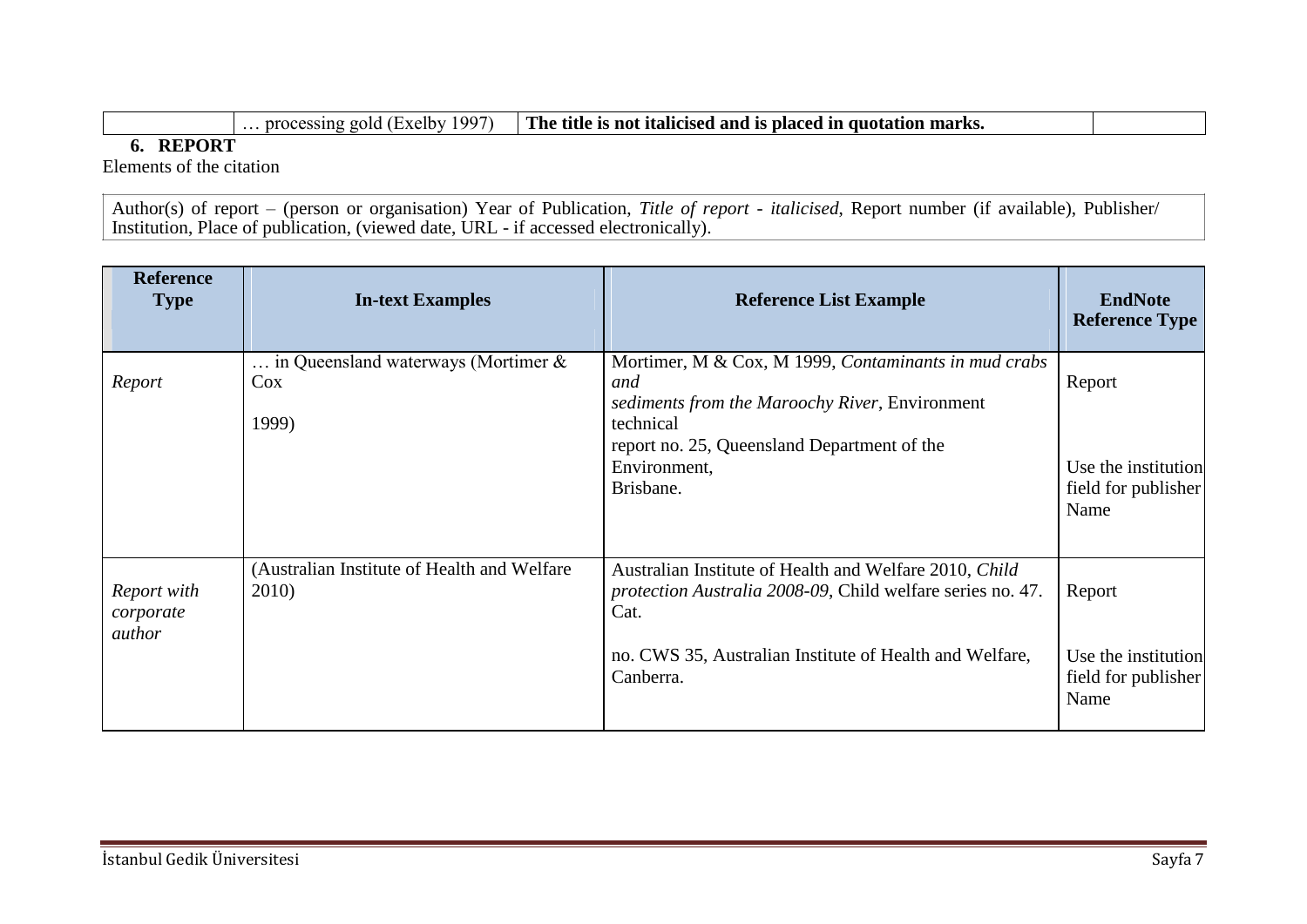| | … processing gold (Exelby 1997) | **The title is not italicised and is placed in quotation marks.** | |
|---|---|---|---|

## 6. REPORT

Elements of the citation

Author(s) of report – (person or organisation) Year of Publication, *Title of report - italicised*, Report number (if available), Publisher/ Institution, Place of publication, (viewed date, URL - if accessed electronically).

| Reference Type | In-text Examples | Reference List Example | EndNote Reference Type |
|---|---|---|---|
| *Report* | … in Queensland waterways (Mortimer & Cox 1999) | Mortimer, M & Cox, M 1999, *Contaminants in mud crabs and sediments from the Maroochy River*, Environment technical report no. 25, Queensland Department of the Environment, Brisbane. | Report<br><br>Use the institution field for publisher Name |
| *Report with corporate author* | (Australian Institute of Health and Welfare 2010) | Australian Institute of Health and Welfare 2010, *Child protection Australia 2008-09*, Child welfare series no. 47. Cat. no. CWS 35, Australian Institute of Health and Welfare, Canberra. | Report<br><br>Use the institution field for publisher Name |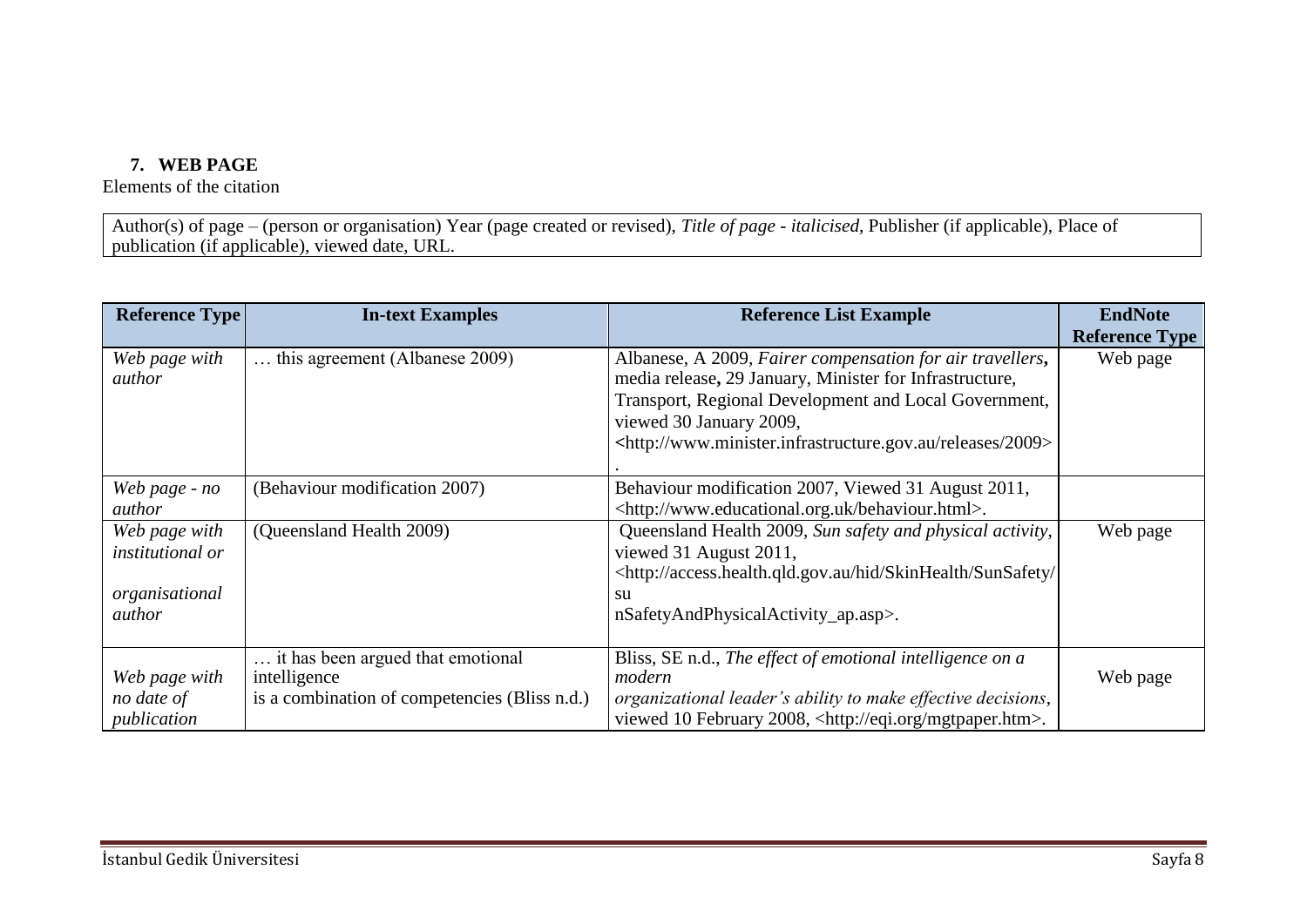## 7. WEB PAGE

Elements of the citation

| Author(s) of page – (person or organisation) Year (page created or revised), *Title of page - italicised*, Publisher (if applicable), Place of publication (if applicable), viewed date, URL. |
|---|

| Reference Type | In-text Examples | Reference List Example | EndNote Reference Type |
|---|---|---|---|
| *Web page with author* | … this agreement (Albanese 2009) | Albanese, A 2009, *Fairer compensation for air travellers*, media release, 29 January, Minister for Infrastructure, Transport, Regional Development and Local Government, viewed 30 January 2009, <http://www.minister.infrastructure.gov.au/releases/2009>. | Web page |
| *Web page - no author* | (Behaviour modification 2007) | Behaviour modification 2007, Viewed 31 August 2011, <http://www.educational.org.uk/behaviour.html>. | |
| *Web page with institutional or organisational author* | (Queensland Health 2009) | Queensland Health 2009, *Sun safety and physical activity*, viewed 31 August 2011, <http://access.health.qld.gov.au/hid/SkinHealth/SunSafety/sunSafetyAndPhysicalActivity_ap.asp>. | Web page |
| *Web page with no date of publication* | … it has been argued that emotional intelligence is a combination of competencies (Bliss n.d.) | Bliss, SE n.d., *The effect of emotional intelligence on a modern organizational leader's ability to make effective decisions*, viewed 10 February 2008, <http://eqi.org/mgtpaper.htm>. | Web page |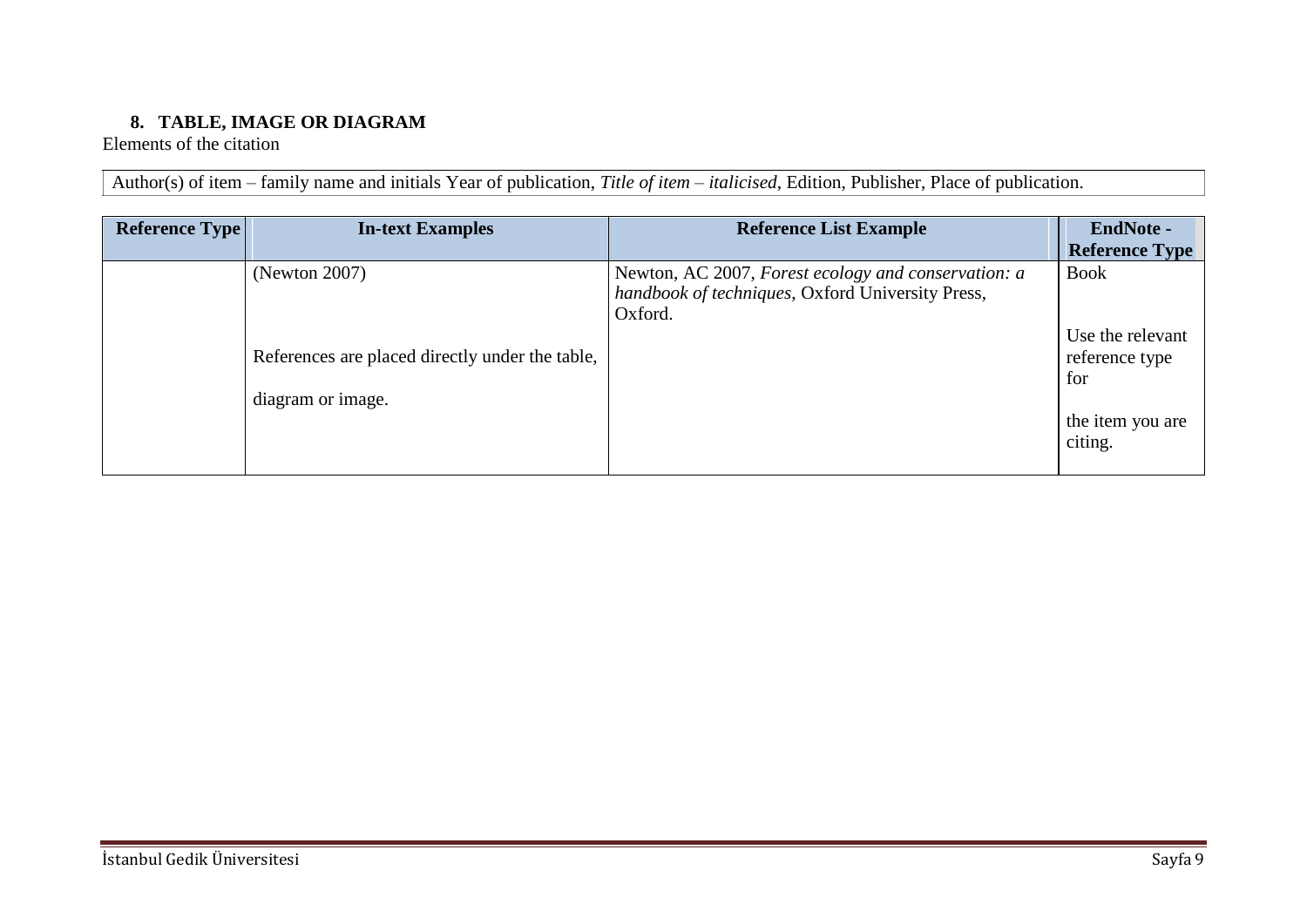## 8. TABLE, IMAGE OR DIAGRAM

Elements of the citation

Author(s) of item – family name and initials Year of publication, *Title of item – italicised*, Edition, Publisher, Place of publication.

| Reference Type | In-text Examples | Reference List Example | EndNote - Reference Type |
|---|---|---|---|
| | (Newton 2007)<br><br>References are placed directly under the table,<br><br>diagram or image. | Newton, AC 2007, *Forest ecology and conservation: a handbook of techniques*, Oxford University Press, Oxford. | Book<br><br>Use the relevant reference type for<br><br>the item you are citing. |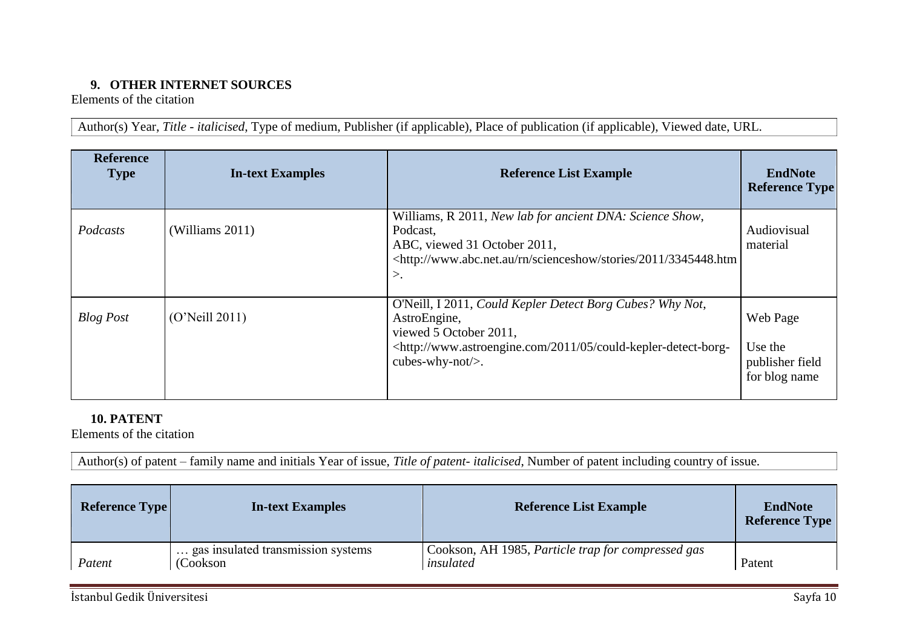## 9. OTHER INTERNET SOURCES

Elements of the citation

| Author(s) Year, *Title - italicised*, Type of medium, Publisher (if applicable), Place of publication (if applicable), Viewed date, URL. |
|---|

| Reference Type | In-text Examples | Reference List Example | EndNote Reference Type |
|---|---|---|---|
| *Podcasts* | (Williams 2011) | Williams, R 2011, *New lab for ancient DNA: Science Show*, Podcast, ABC, viewed 31 October 2011, <http://www.abc.net.au/rn/scienceshow/stories/2011/3345448.htm>. | Audiovisual material |
| *Blog Post* | (O'Neill 2011) | O'Neill, I 2011, *Could Kepler Detect Borg Cubes? Why Not*, AstroEngine, viewed 5 October 2011, <http://www.astroengine.com/2011/05/could-kepler-detect-borg-cubes-why-not/>. | Web Page<br><br>Use the publisher field for blog name |

## 10. PATENT

Elements of the citation

| Author(s) of patent – family name and initials Year of issue, *Title of patent- italicised*, Number of patent including country of issue. |
|---|

| Reference Type | In-text Examples | Reference List Example | EndNote Reference Type |
|---|---|---|---|
| *Patent* | … gas insulated transmission systems (Cookson | Cookson, AH 1985, *Particle trap for compressed gas insulated* | Patent |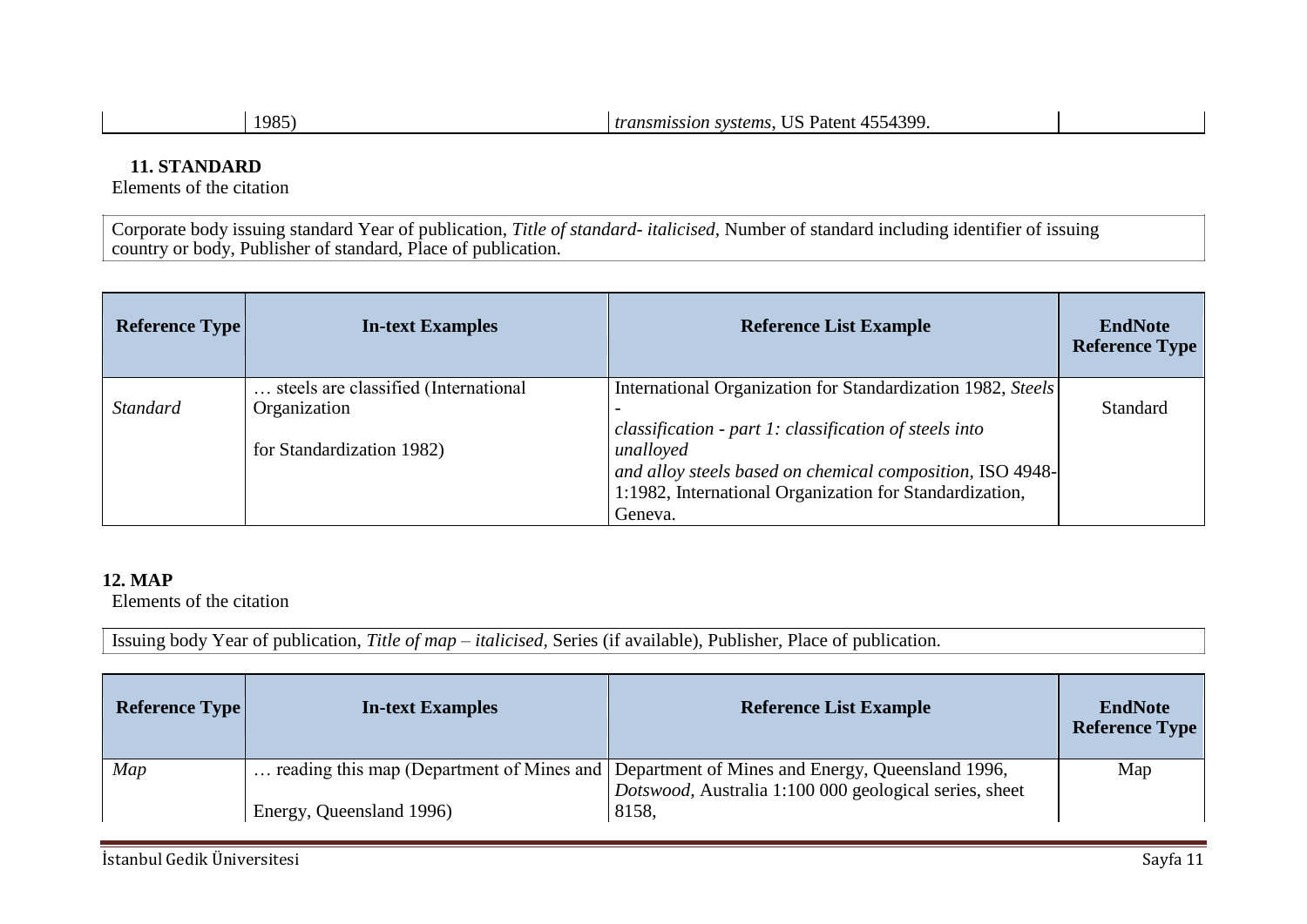| | 1985) | *transmission systems*, US Patent 4554399. | |
|---|---|---|---|

**11. STANDARD**

Elements of the citation

Corporate body issuing standard Year of publication, *Title of standard- italicised,* Number of standard including identifier of issuing country or body, Publisher of standard, Place of publication.

| Reference Type | In-text Examples | Reference List Example | EndNote Reference Type |
|---|---|---|---|
| *Standard* | … steels are classified (International Organization for Standardization 1982) | International Organization for Standardization 1982, *Steels - classification - part 1: classification of steels into unalloyed and alloy steels based on chemical composition*, ISO 4948-1:1982, International Organization for Standardization, Geneva. | Standard |

**12. MAP**

Elements of the citation

Issuing body Year of publication, *Title of map – italicised,* Series (if available), Publisher, Place of publication.

| Reference Type | In-text Examples | Reference List Example | EndNote Reference Type |
|---|---|---|---|
| *Map* | … reading this map (Department of Mines and Energy, Queensland 1996) | Department of Mines and Energy, Queensland 1996, *Dotswood*, Australia 1:100 000 geological series, sheet 8158, | Map |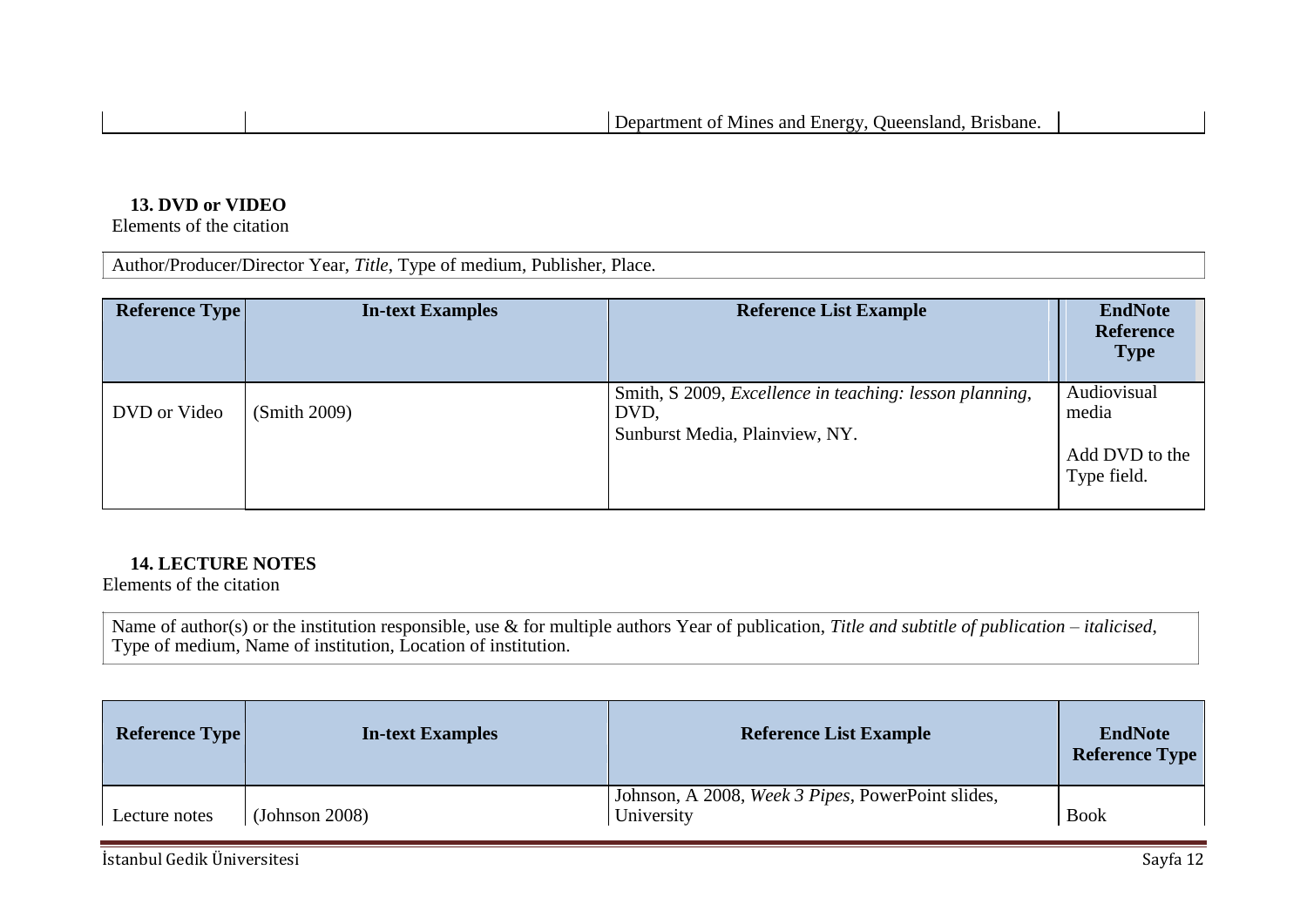| | | Department of Mines and Energy, Queensland, Brisbane. | |
|---|---|---|---|

**13. DVD or VIDEO**

Elements of the citation

| Author/Producer/Director Year, *Title*, Type of medium, Publisher, Place. |
|---|

| Reference Type | In-text Examples | Reference List Example | EndNote Reference Type |
|---|---|---|---|
| DVD or Video | (Smith 2009) | Smith, S 2009, *Excellence in teaching: lesson planning*, DVD, Sunburst Media, Plainview, NY. | Audiovisual media<br><br>Add DVD to the Type field. |

**14. LECTURE NOTES**

Elements of the citation

| Name of author(s) or the institution responsible, use & for multiple authors Year of publication, *Title and subtitle of publication – italicised*, Type of medium, Name of institution, Location of institution. |
|---|

| Reference Type | In-text Examples | Reference List Example | EndNote Reference Type |
|---|---|---|---|
| Lecture notes | (Johnson 2008) | Johnson, A 2008, *Week 3 Pipes*, PowerPoint slides, University | Book |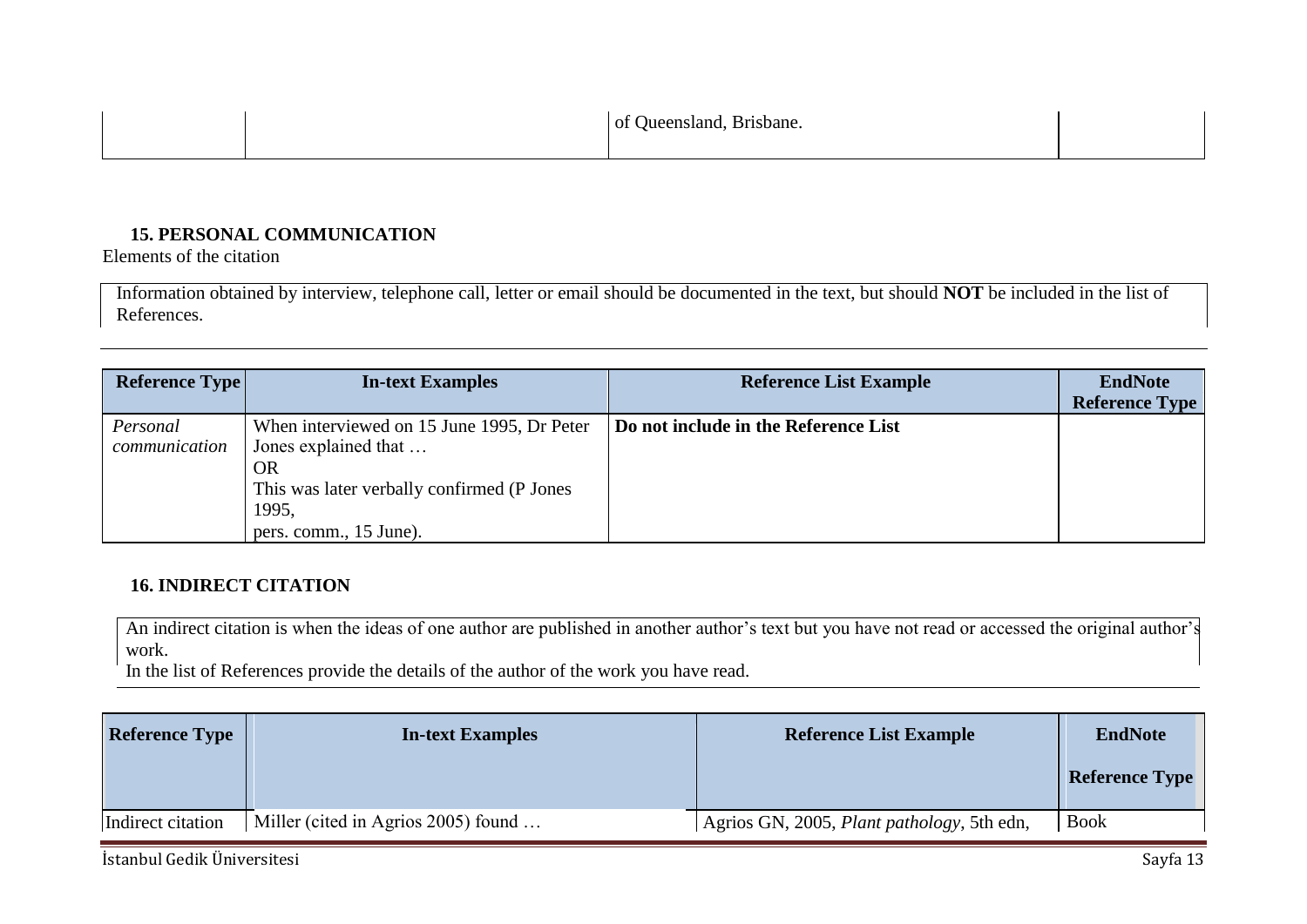| | | of Queensland, Brisbane. | |
|---|---|---|---|

### 15. PERSONAL COMMUNICATION

Elements of the citation

Information obtained by interview, telephone call, letter or email should be documented in the text, but should **NOT** be included in the list of References.

| Reference Type | In-text Examples | Reference List Example | EndNote Reference Type |
|---|---|---|---|
| *Personal communication* | When interviewed on 15 June 1995, Dr Peter Jones explained that … OR This was later verbally confirmed (P Jones 1995, pers. comm., 15 June). | **Do not include in the Reference List** | |

### 16. INDIRECT CITATION

An indirect citation is when the ideas of one author are published in another author's text but you have not read or accessed the original author's work.

In the list of References provide the details of the author of the work you have read.

| Reference Type | In-text Examples | Reference List Example | EndNote Reference Type |
|---|---|---|---|
| Indirect citation | Miller (cited in Agrios 2005) found … | Agrios GN, 2005, *Plant pathology*, 5th edn, | Book |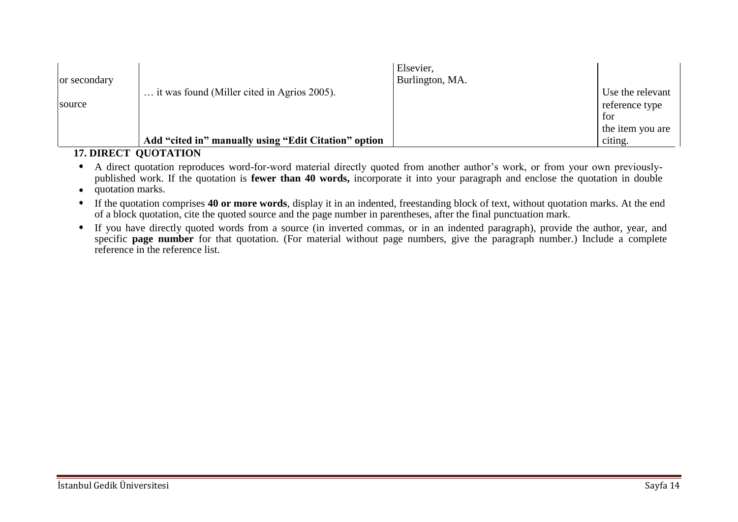| | | | |
|---|---|---|---|
| or secondary source | … it was found (Miller cited in Agrios 2005). **Add "cited in" manually using "Edit Citation" option** | Elsevier, Burlington, MA. | Use the relevant reference type for the item you are citing. |

**17. DIRECT QUOTATION**

- A direct quotation reproduces word-for-word material directly quoted from another author's work, or from your own previously-published work. If the quotation is **fewer than 40 words,** incorporate it into your paragraph and enclose the quotation in double quotation marks.
- If the quotation comprises **40 or more words**, display it in an indented, freestanding block of text, without quotation marks. At the end of a block quotation, cite the quoted source and the page number in parentheses, after the final punctuation mark.
- If you have directly quoted words from a source (in inverted commas, or in an indented paragraph), provide the author, year, and specific **page number** for that quotation. (For material without page numbers, give the paragraph number.) Include a complete reference in the reference list.